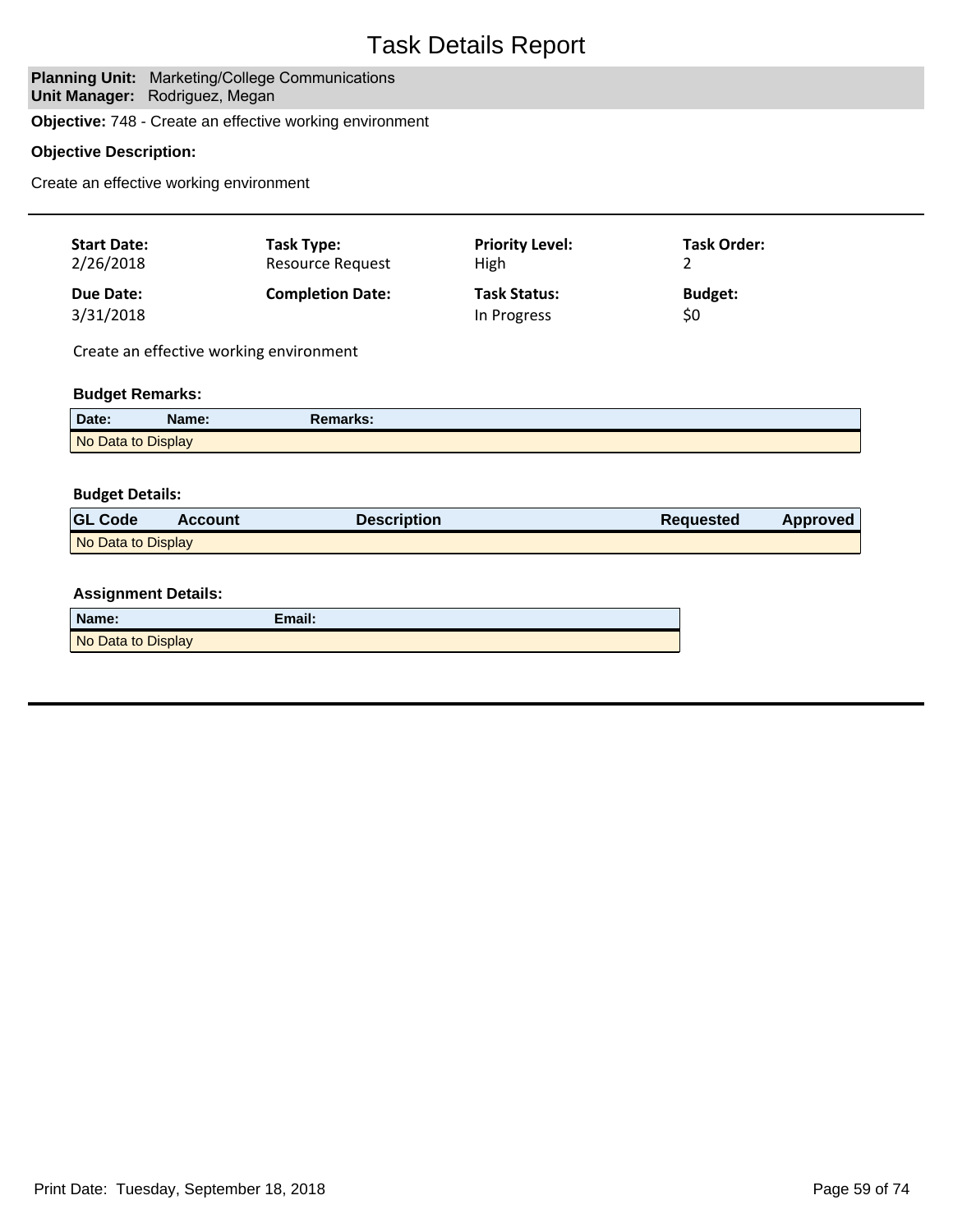# Task Details Report

**Planning Unit:** Marketing/College Communications
**Unit Manager:** Rodriguez, Megan

**Objective:** 748 - Create an effective working environment

**Objective Description:**

Create an effective working environment

---

| Start Date: | Task Type: | Priority Level: | Task Order: |
|---|---|---|---|
| 2/26/2018 | Resource Request | High | 2 |
| **Due Date:** | **Completion Date:** | **Task Status:** | **Budget:** |
| 3/31/2018 | | In Progress | $0 |

Create an effective working environment

**Budget Remarks:**

| Date: | Name: | Remarks: |
|---|---|---|
| No Data to Display | | |

**Budget Details:**

| GL Code | Account | Description | Requested | Approved |
|---|---|---|---|---|
| No Data to Display | | | | |

**Assignment Details:**

| Name: | Email: |
|---|---|
| No Data to Display | |

---

Print Date: Tuesday, September 18, 2018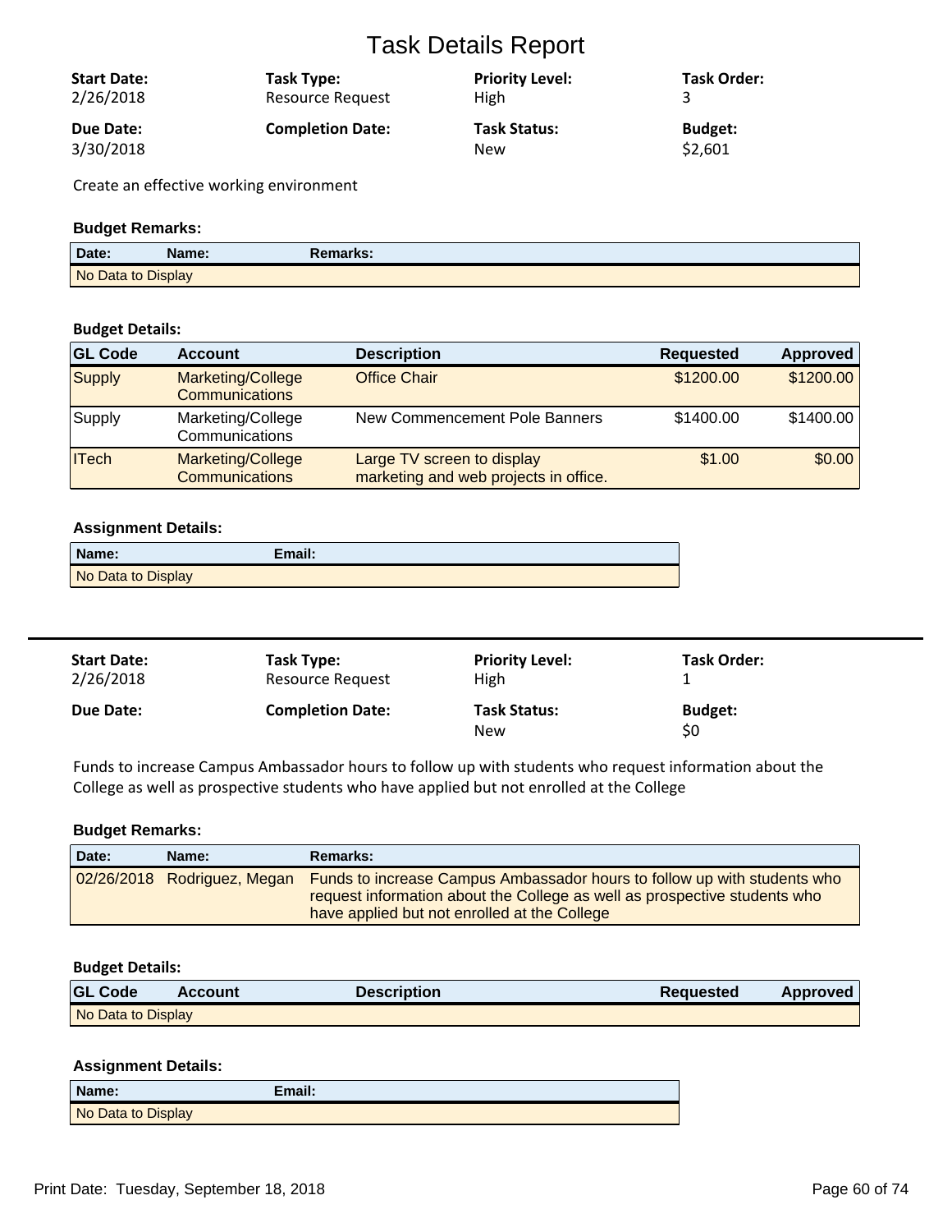# Task Details Report

| **Start Date:** | **Task Type:** | **Priority Level:** | **Task Order:** |
|---|---|---|---|
| 2/26/2018 | Resource Request | High | 3 |
| **Due Date:** | **Completion Date:** | **Task Status:** | **Budget:** |
| 3/30/2018 | | New | $2,601 |

Create an effective working environment

**Budget Remarks:**

| Date: | Name: | Remarks: |
|---|---|---|
| No Data to Display | | |

**Budget Details:**

| GL Code | Account | Description | Requested | Approved |
|---|---|---|---|---|
| Supply | Marketing/College Communications | Office Chair | $1200.00 | $1200.00 |
| Supply | Marketing/College Communications | New Commencement Pole Banners | $1400.00 | $1400.00 |
| ITech | Marketing/College Communications | Large TV screen to display marketing and web projects in office. | $1.00 | $0.00 |

**Assignment Details:**

| Name: | Email: |
|---|---|
| No Data to Display | |

---

| **Start Date:** | **Task Type:** | **Priority Level:** | **Task Order:** |
|---|---|---|---|
| 2/26/2018 | Resource Request | High | 1 |
| **Due Date:** | **Completion Date:** | **Task Status:** | **Budget:** |
| | | New | $0 |

Funds to increase Campus Ambassador hours to follow up with students who request information about the College as well as prospective students who have applied but not enrolled at the College

**Budget Remarks:**

| Date: | Name: | Remarks: |
|---|---|---|
| 02/26/2018 | Rodriguez, Megan | Funds to increase Campus Ambassador hours to follow up with students who request information about the College as well as prospective students who have applied but not enrolled at the College |

**Budget Details:**

| GL Code | Account | Description | Requested | Approved |
|---|---|---|---|---|
| No Data to Display | | | | |

**Assignment Details:**

| Name: | Email: |
|---|---|
| No Data to Display | |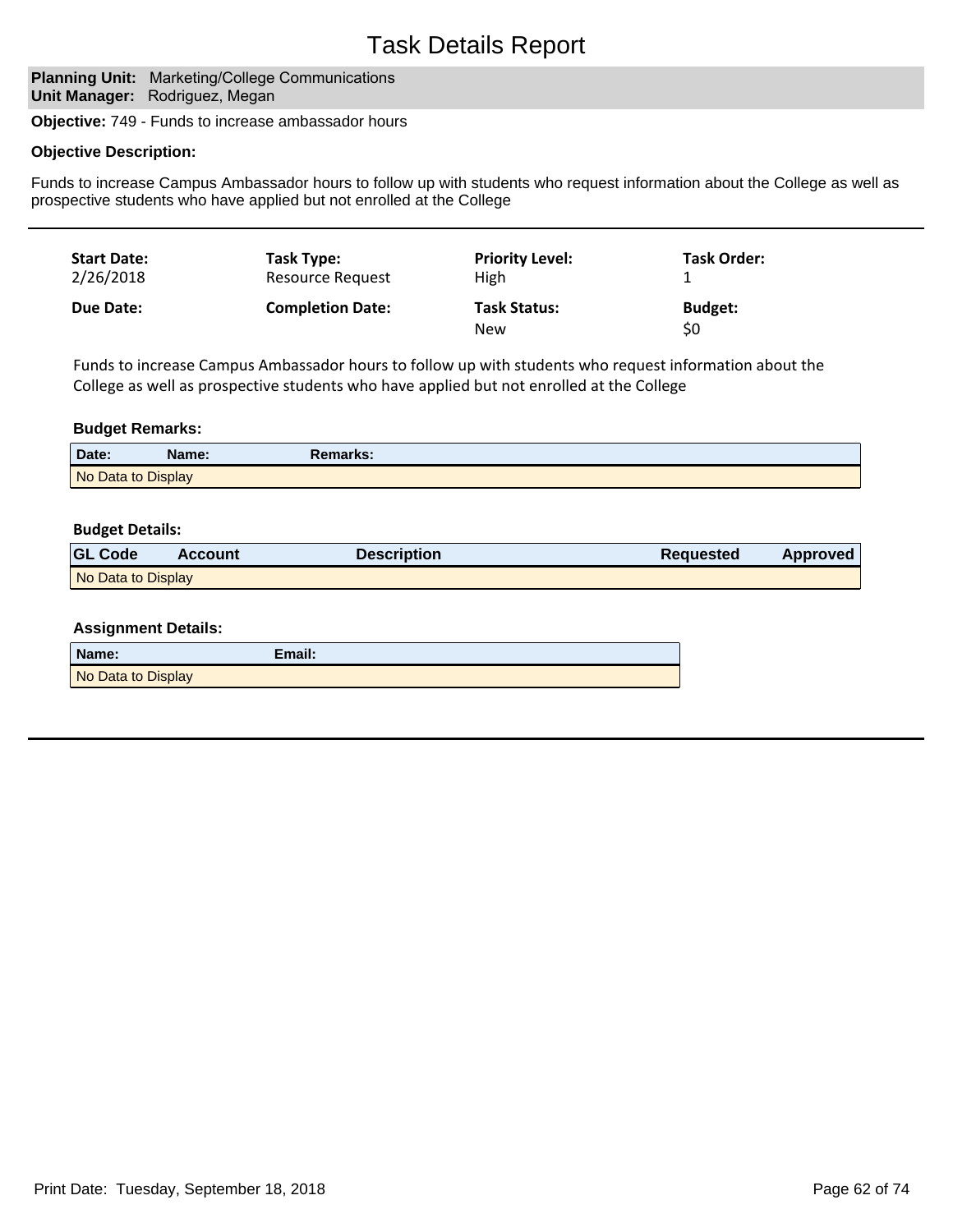# Task Details Report

**Planning Unit:** Marketing/College Communications
**Unit Manager:** Rodriguez, Megan

**Objective:** 749 - Funds to increase ambassador hours

**Objective Description:**

Funds to increase Campus Ambassador hours to follow up with students who request information about the College as well as prospective students who have applied but not enrolled at the College

---

| **Start Date:** | **Task Type:** | **Priority Level:** | **Task Order:** |
|---|---|---|---|
| 2/26/2018 | Resource Request | High | 1 |
| **Due Date:** | **Completion Date:** | **Task Status:** | **Budget:** |
| | | New | $0 |

Funds to increase Campus Ambassador hours to follow up with students who request information about the College as well as prospective students who have applied but not enrolled at the College

**Budget Remarks:**

| Date: | Name: | Remarks: |
|---|---|---|
| No Data to Display | | |

**Budget Details:**

| GL Code | Account | Description | Requested | Approved |
|---|---|---|---|---|
| No Data to Display | | | | |

**Assignment Details:**

| Name: | Email: |
|---|---|
| No Data to Display | |

---

Print Date: Tuesday, September 18, 2018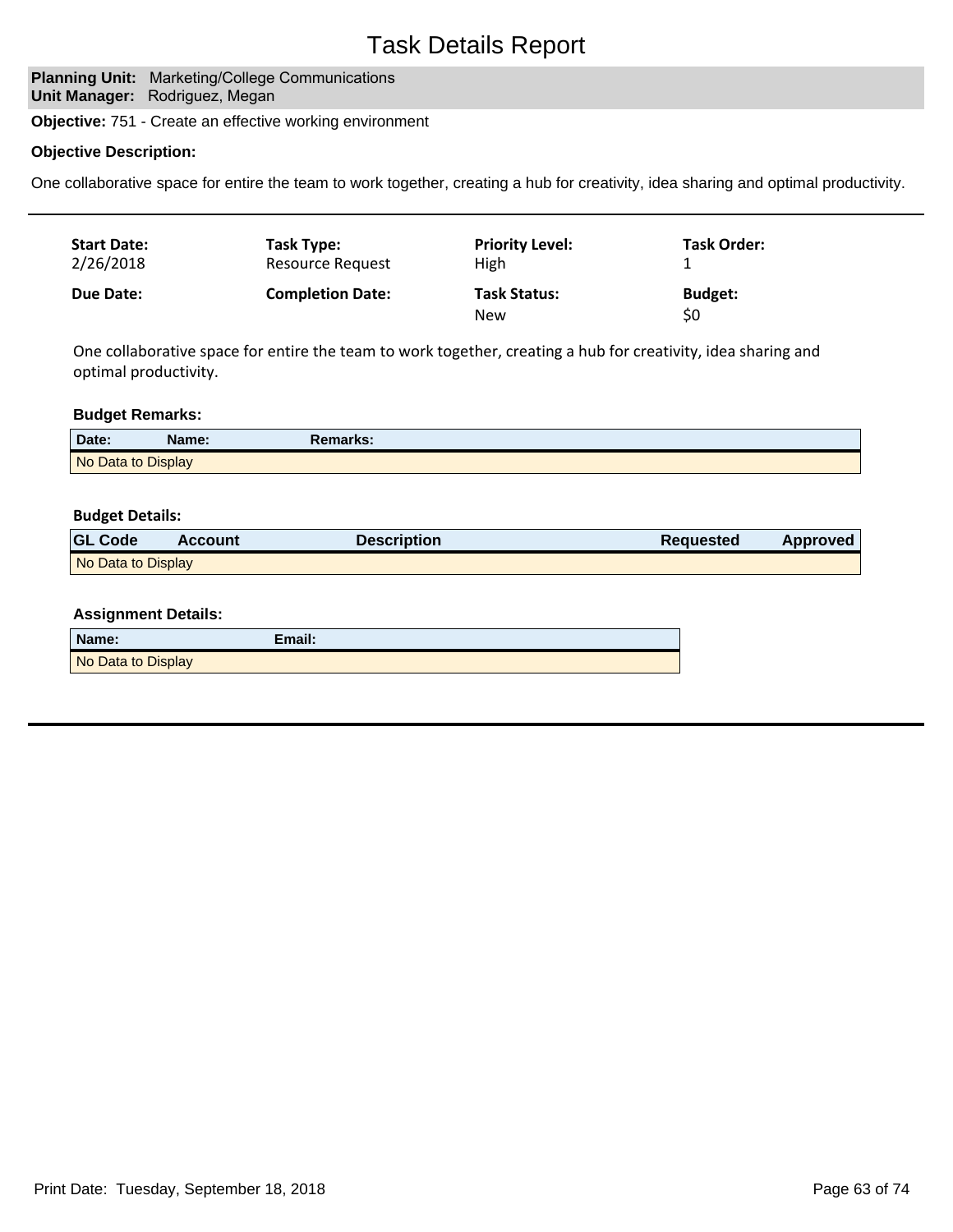# Task Details Report

**Planning Unit:** Marketing/College Communications
**Unit Manager:** Rodriguez, Megan

**Objective:** 751 - Create an effective working environment

**Objective Description:**

One collaborative space for entire the team to work together, creating a hub for creativity, idea sharing and optimal productivity.

---

| | | | |
|---|---|---|---|
| **Start Date:** 2/26/2018 | **Task Type:** Resource Request | **Priority Level:** High | **Task Order:** 1 |
| **Due Date:** | **Completion Date:** | **Task Status:** New | **Budget:** $0 |

One collaborative space for entire the team to work together, creating a hub for creativity, idea sharing and optimal productivity.

**Budget Remarks:**

| Date: | Name: | Remarks: |
|---|---|---|
| No Data to Display | | |

**Budget Details:**

| GL Code | Account | Description | Requested | Approved |
|---|---|---|---|---|
| No Data to Display | | | | |

**Assignment Details:**

| Name: | Email: |
|---|---|
| No Data to Display | |

---

Print Date: Tuesday, September 18, 2018